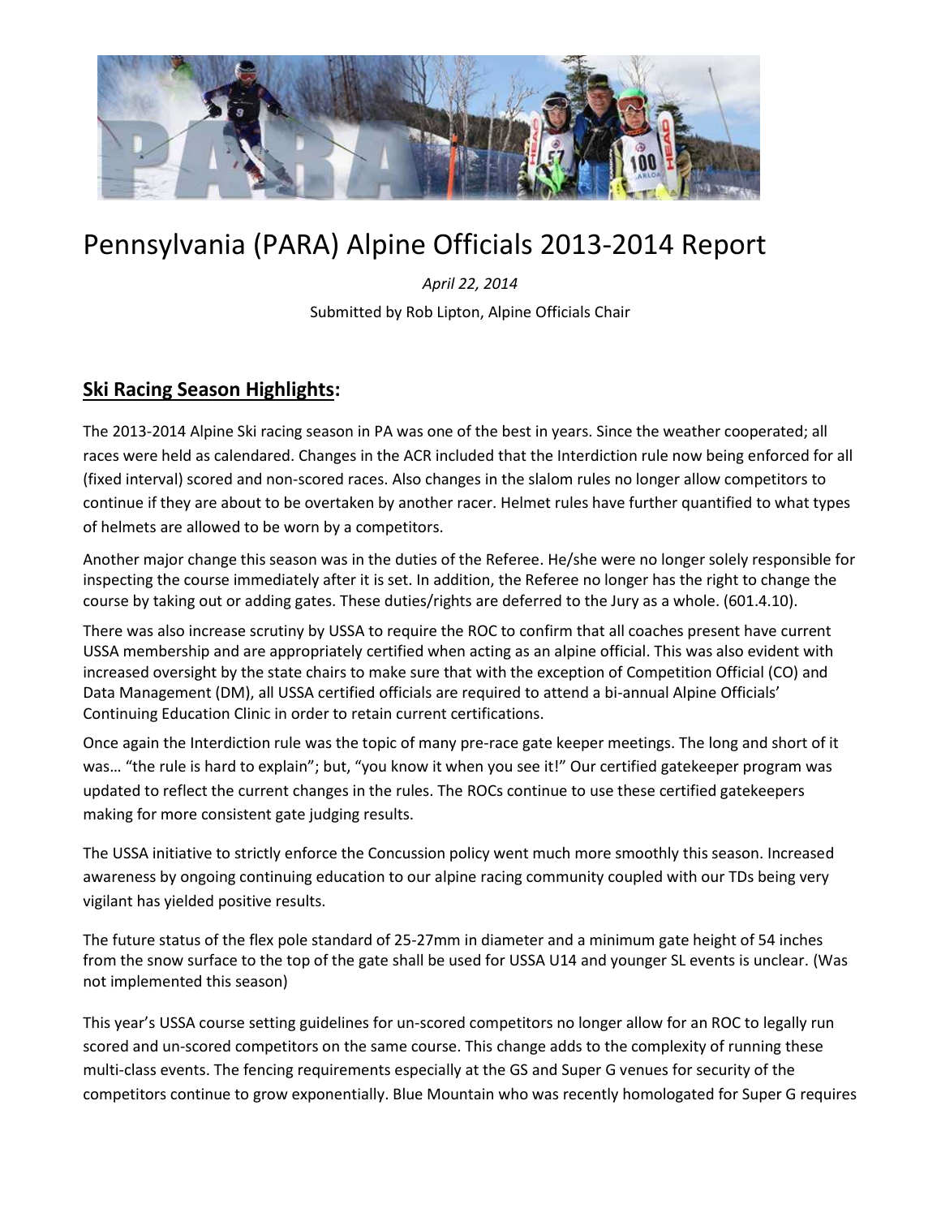# Pennsylvania (PARA) Alpine Officials 2013-2014 Report

*April 22, 2014*

Submitted by Rob Lipton, Alpine Officials Chair

## **Ski Racing Season Highlights:**

The 2013-2014 Alpine Ski racing season in PA was one of the best in years. Since the weather cooperated; all races were held as calendared. Changes in the ACR included that the Interdiction rule now being enforced for all (fixed interval) scored and non-scored races. Also changes in the slalom rules no longer allow competitors to continue if they are about to be overtaken by another racer. Helmet rules have further quantified to what types of helmets are allowed to be worn by a competitors.

Another major change this season was in the duties of the Referee. He/she were no longer solely responsible for inspecting the course immediately after it is set. In addition, the Referee no longer has the right to change the course by taking out or adding gates. These duties/rights are deferred to the Jury as a whole. (601.4.10).

There was also increase scrutiny by USSA to require the ROC to confirm that all coaches present have current USSA membership and are appropriately certified when acting as an alpine official. This was also evident with increased oversight by the state chairs to make sure that with the exception of Competition Official (CO) and Data Management (DM), all USSA certified officials are required to attend a bi-annual Alpine Officials' Continuing Education Clinic in order to retain current certifications.

Once again the Interdiction rule was the topic of many pre-race gate keeper meetings. The long and short of it was… "the rule is hard to explain"; but, "you know it when you see it!" Our certified gatekeeper program was updated to reflect the current changes in the rules. The ROCs continue to use these certified gatekeepers making for more consistent gate judging results.

The USSA initiative to strictly enforce the Concussion policy went much more smoothly this season. Increased awareness by ongoing continuing education to our alpine racing community coupled with our TDs being very vigilant has yielded positive results.

The future status of the flex pole standard of 25-27mm in diameter and a minimum gate height of 54 inches from the snow surface to the top of the gate shall be used for USSA U14 and younger SL events is unclear. (Was not implemented this season)

This year's USSA course setting guidelines for un-scored competitors no longer allow for an ROC to legally run scored and un-scored competitors on the same course. This change adds to the complexity of running these multi-class events. The fencing requirements especially at the GS and Super G venues for security of the competitors continue to grow exponentially. Blue Mountain who was recently homologated for Super G requires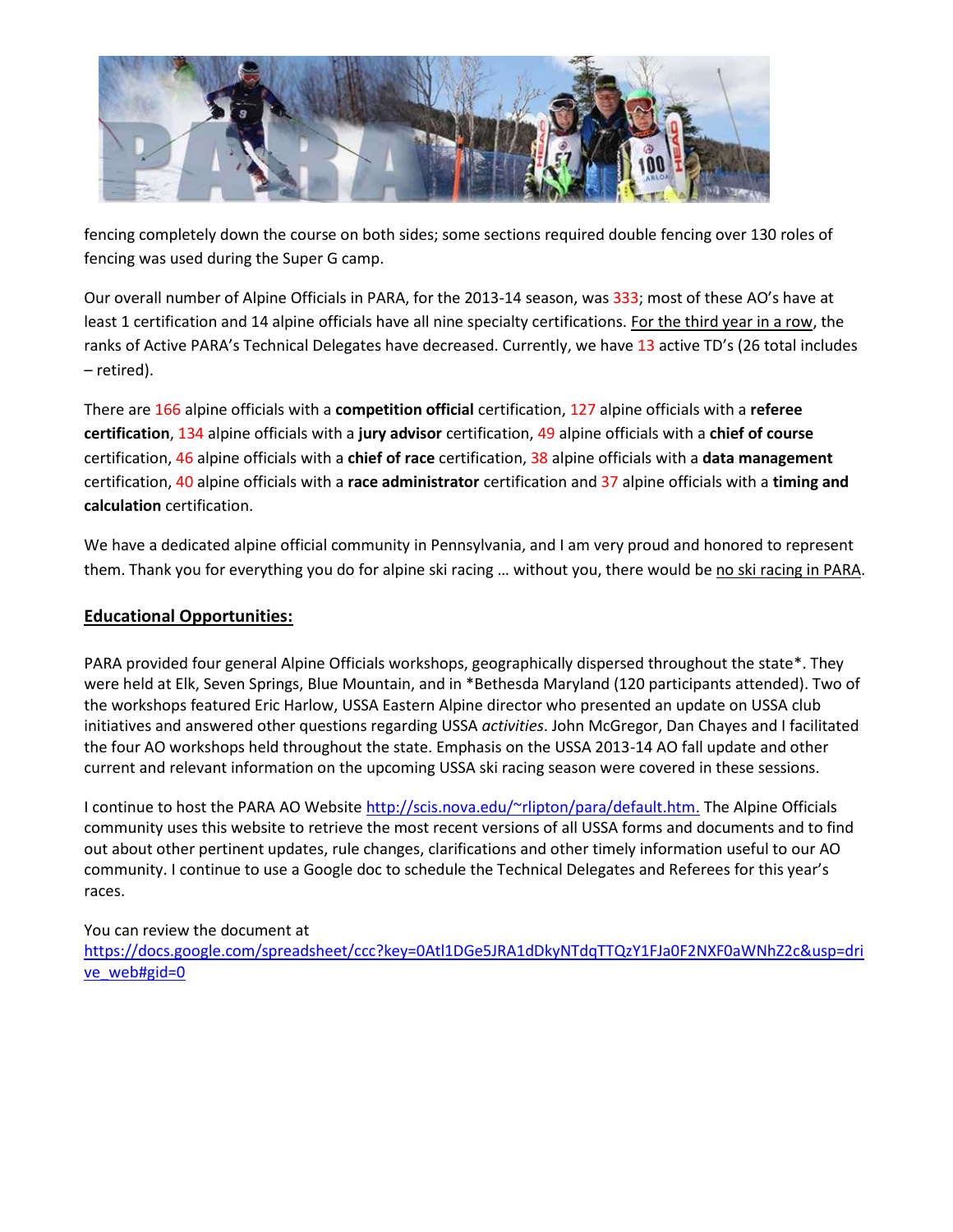fencing completely down the course on both sides; some sections required double fencing over 130 roles of fencing was used during the Super G camp.

Our overall number of Alpine Officials in PARA, for the 2013-14 season, was 333; most of these AO's have at least 1 certification and 14 alpine officials have all nine specialty certifications. For the third year in a row, the ranks of Active PARA's Technical Delegates have decreased. Currently, we have 13 active TD's (26 total includes – retired).

There are 166 alpine officials with a **competition official** certification, 127 alpine officials with a **referee certification**, 134 alpine officials with a **jury advisor** certification, 49 alpine officials with a **chief of course** certification, 46 alpine officials with a **chief of race** certification, 38 alpine officials with a **data management** certification, 40 alpine officials with a **race administrator** certification and 37 alpine officials with a **timing and calculation** certification.

We have a dedicated alpine official community in Pennsylvania, and I am very proud and honored to represent them. Thank you for everything you do for alpine ski racing … without you, there would be no ski racing in PARA.

## Educational Opportunities:

PARA provided four general Alpine Officials workshops, geographically dispersed throughout the state*. They were held at Elk, Seven Springs, Blue Mountain, and in *Bethesda Maryland (120 participants attended). Two of the workshops featured Eric Harlow, USSA Eastern Alpine director who presented an update on USSA club initiatives and answered other questions regarding USSA *activities*. John McGregor, Dan Chayes and I facilitated the four AO workshops held throughout the state. Emphasis on the USSA 2013-14 AO fall update and other current and relevant information on the upcoming USSA ski racing season were covered in these sessions.

I continue to host the PARA AO Website http://scis.nova.edu/~rlipton/para/default.htm. The Alpine Officials community uses this website to retrieve the most recent versions of all USSA forms and documents and to find out about other pertinent updates, rule changes, clarifications and other timely information useful to our AO community. I continue to use a Google doc to schedule the Technical Delegates and Referees for this year's races.

You can review the document at
https://docs.google.com/spreadsheet/ccc?key=0Atl1DGe5JRA1dDkyNTdqTTQzY1FJa0F2NXF0aWNhZ2c&usp=drive_web#gid=0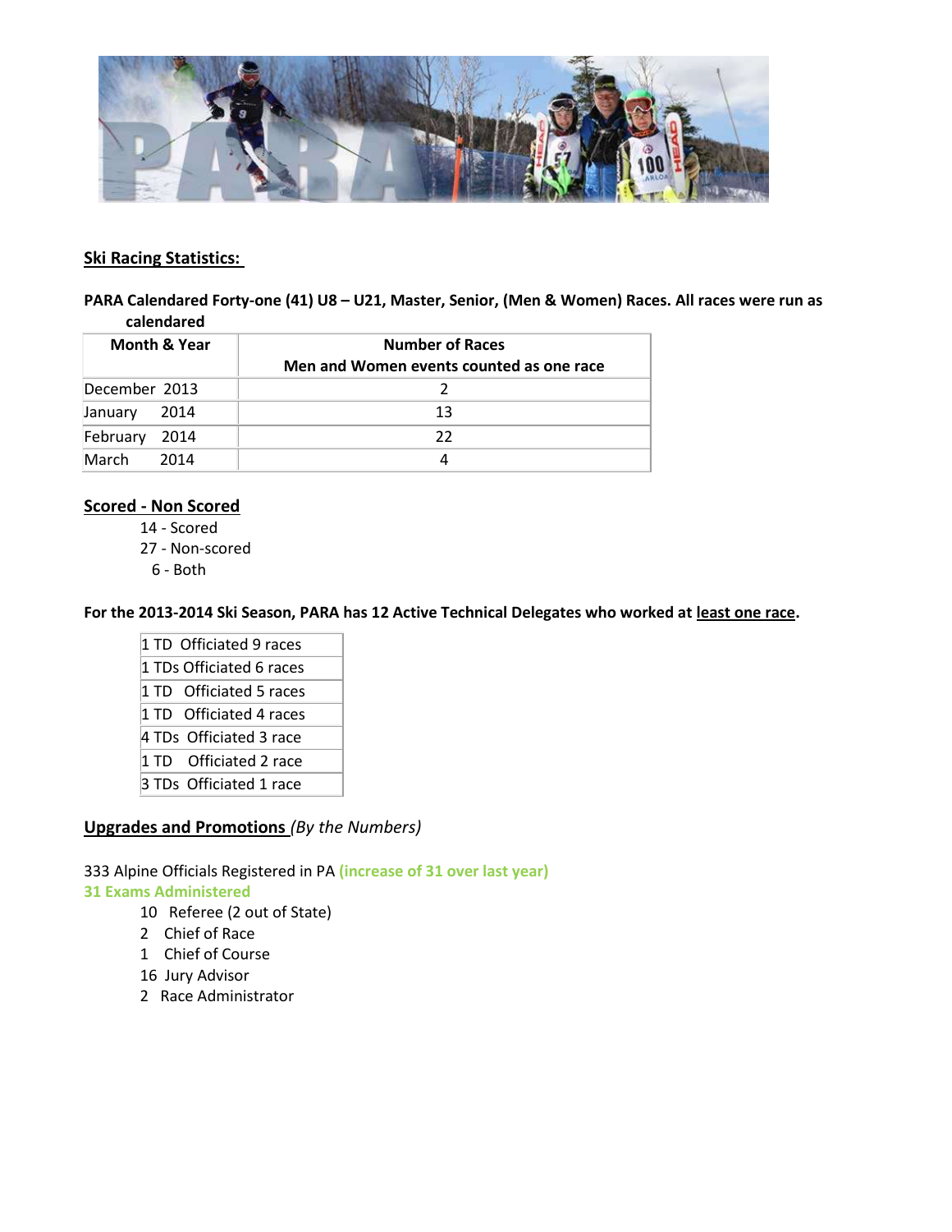## Ski Racing Statistics:

**PARA Calendared Forty-one (41) U8 – U21, Master, Senior, (Men & Women) Races. All races were run as calendared**

| Month & Year | Number of Races Men and Women events counted as one race |
|---|---|
| December 2013 | 2 |
| January 2014 | 13 |
| February 2014 | 22 |
| March 2014 | 4 |

## Scored - Non Scored

14 - Scored
27 - Non-scored
6 - Both

**For the 2013-2014 Ski Season, PARA has 12 Active Technical Delegates who worked at least one race.**

| |
|---|
| 1 TD Officiated 9 races |
| 1 TDs Officiated 6 races |
| 1 TD Officiated 5 races |
| 1 TD Officiated 4 races |
| 4 TDs Officiated 3 race |
| 1 TD Officiated 2 race |
| 3 TDs Officiated 1 race |

## Upgrades and Promotions *(By the Numbers)*

333 Alpine Officials Registered in PA **(increase of 31 over last year)**

**31 Exams Administered**

10 Referee (2 out of State)
2 Chief of Race
1 Chief of Course
16 Jury Advisor
2 Race Administrator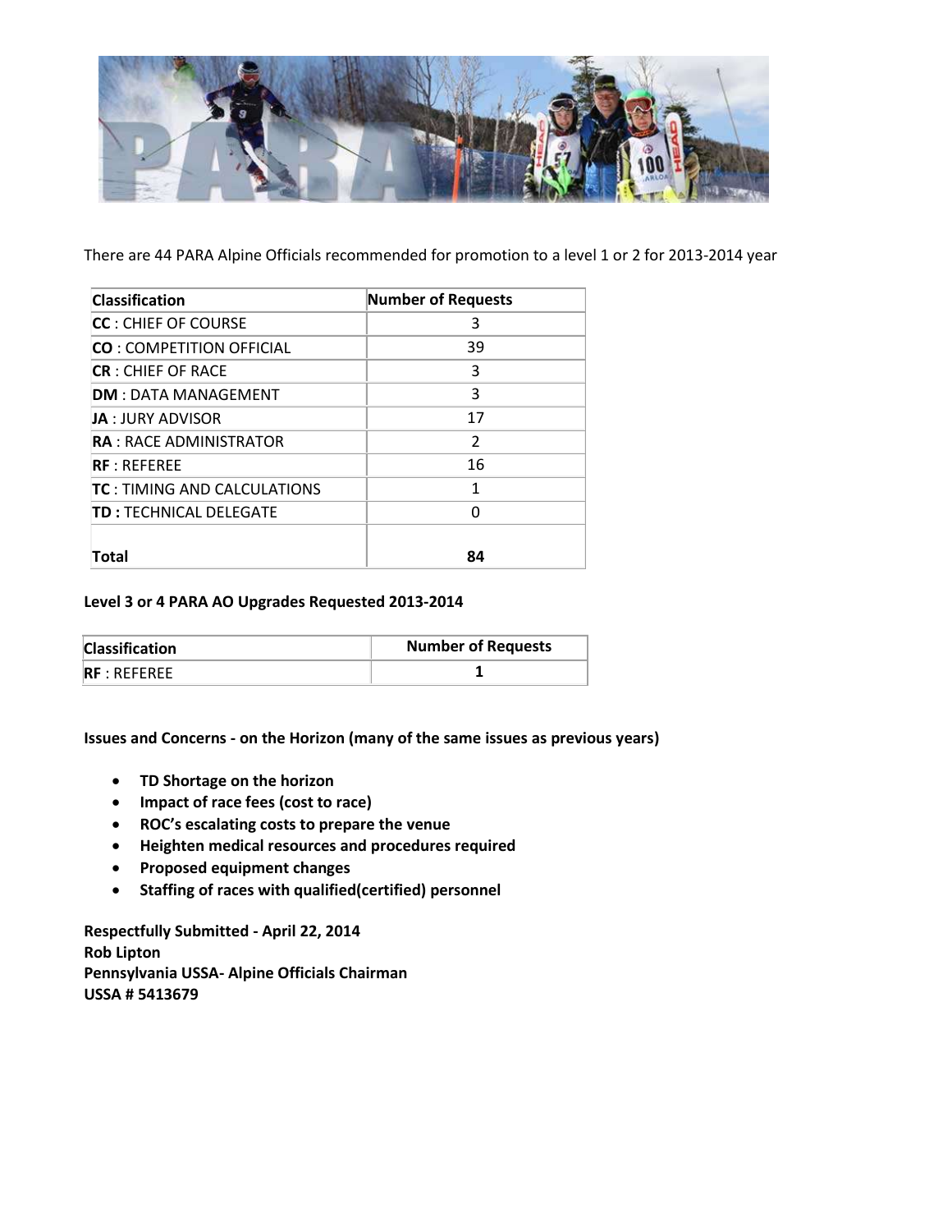There are 44 PARA Alpine Officials recommended for promotion to a level 1 or 2 for 2013-2014 year

| Classification | Number of Requests |
|---|---|
| **CC** : CHIEF OF COURSE | 3 |
| **CO** : COMPETITION OFFICIAL | 39 |
| **CR** : CHIEF OF RACE | 3 |
| **DM** : DATA MANAGEMENT | 3 |
| **JA** : JURY ADVISOR | 17 |
| **RA** : RACE ADMINISTRATOR | 2 |
| **RF** : REFEREE | 16 |
| **TC** : TIMING AND CALCULATIONS | 1 |
| **TD :** TECHNICAL DELEGATE | 0 |
| **Total** | **84** |

**Level 3 or 4 PARA AO Upgrades Requested 2013-2014**

| Classification | Number of Requests |
|---|---|
| **RF** : REFEREE | **1** |

**Issues and Concerns - on the Horizon (many of the same issues as previous years)**

- **TD Shortage on the horizon**
- **Impact of race fees (cost to race)**
- **ROC's escalating costs to prepare the venue**
- **Heighten medical resources and procedures required**
- **Proposed equipment changes**
- **Staffing of races with qualified(certified) personnel**

**Respectfully Submitted - April 22, 2014**
**Rob Lipton**
**Pennsylvania USSA- Alpine Officials Chairman**
**USSA # 5413679**